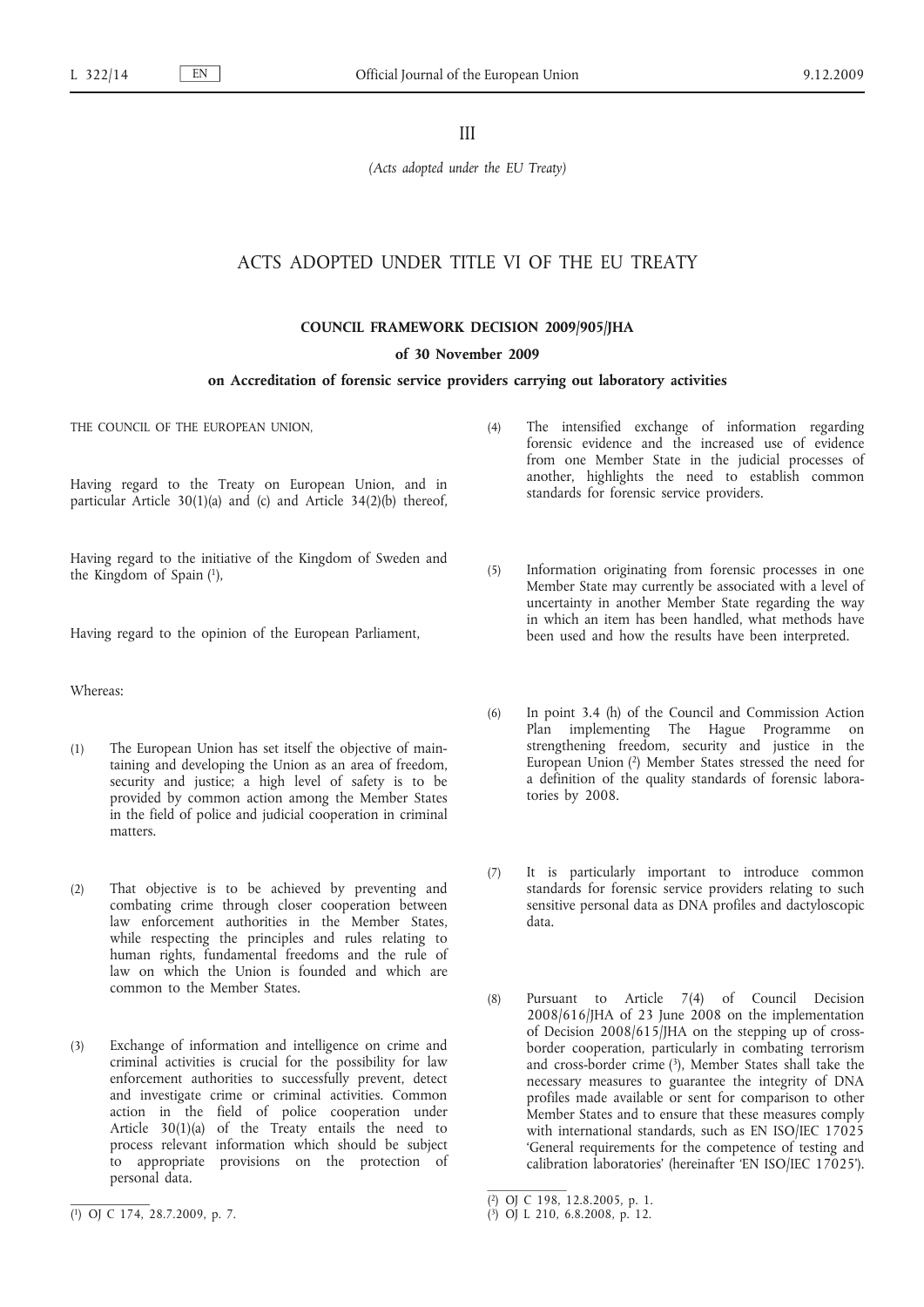III

*(Acts adopted under the EU Treaty)*

## ACTS ADOPTED UNDER TITLE VI OF THE EU TREATY

### COUNCIL FRAMEWORK DECISION 2009/905/JHA

### of 30 November 2009

### on Accreditation of forensic service providers carrying out laboratory activities

THE COUNCIL OF THE EUROPEAN UNION,

Having regard to the Treaty on European Union, and in particular Article 30(1)(a) and (c) and Article 34(2)(b) thereof,

Having regard to the initiative of the Kingdom of Sweden and the Kingdom of Spain [1],

Having regard to the opinion of the European Parliament,

Whereas:

(1) The European Union has set itself the objective of maintaining and developing the Union as an area of freedom, security and justice; a high level of safety is to be provided by common action among the Member States in the field of police and judicial cooperation in criminal matters.

(2) That objective is to be achieved by preventing and combating crime through closer cooperation between law enforcement authorities in the Member States, while respecting the principles and rules relating to human rights, fundamental freedoms and the rule of law on which the Union is founded and which are common to the Member States.

(3) Exchange of information and intelligence on crime and criminal activities is crucial for the possibility for law enforcement authorities to successfully prevent, detect and investigate crime or criminal activities. Common action in the field of police cooperation under Article 30(1)(a) of the Treaty entails the need to process relevant information which should be subject to appropriate provisions on the protection of personal data.

(4) The intensified exchange of information regarding forensic evidence and the increased use of evidence from one Member State in the judicial processes of another, highlights the need to establish common standards for forensic service providers.

(5) Information originating from forensic processes in one Member State may currently be associated with a level of uncertainty in another Member State regarding the way in which an item has been handled, what methods have been used and how the results have been interpreted.

(6) In point 3.4 (h) of the Council and Commission Action Plan implementing The Hague Programme on strengthening freedom, security and justice in the European Union [2] Member States stressed the need for a definition of the quality standards of forensic laboratories by 2008.

(7) It is particularly important to introduce common standards for forensic service providers relating to such sensitive personal data as DNA profiles and dactyloscopic data.

(8) Pursuant to Article 7(4) of Council Decision 2008/616/JHA of 23 June 2008 on the implementation of Decision 2008/615/JHA on the stepping up of cross-border cooperation, particularly in combating terrorism and cross-border crime [3], Member States shall take the necessary measures to guarantee the integrity of DNA profiles made available or sent for comparison to other Member States and to ensure that these measures comply with international standards, such as EN ISO/IEC 17025 'General requirements for the competence of testing and calibration laboratories' (hereinafter 'EN ISO/IEC 17025').

---

[1] OJ C 174, 28.7.2009, p. 7.

[2] OJ C 198, 12.8.2005, p. 1.

[3] OJ L 210, 6.8.2008, p. 12.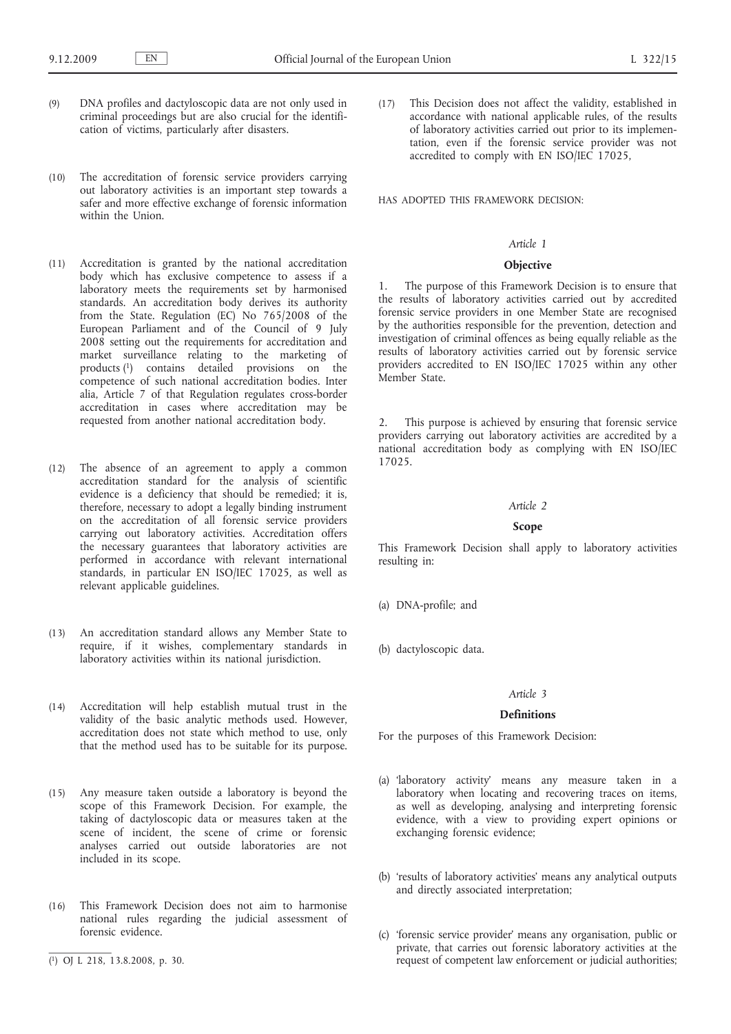(9) DNA profiles and dactyloscopic data are not only used in criminal proceedings but are also crucial for the identification of victims, particularly after disasters.

(10) The accreditation of forensic service providers carrying out laboratory activities is an important step towards a safer and more effective exchange of forensic information within the Union.

(11) Accreditation is granted by the national accreditation body which has exclusive competence to assess if a laboratory meets the requirements set by harmonised standards. An accreditation body derives its authority from the State. Regulation (EC) No 765/2008 of the European Parliament and of the Council of 9 July 2008 setting out the requirements for accreditation and market surveillance relating to the marketing of products [1] contains detailed provisions on the competence of such national accreditation bodies. Inter alia, Article 7 of that Regulation regulates cross-border accreditation in cases where accreditation may be requested from another national accreditation body.

(12) The absence of an agreement to apply a common accreditation standard for the analysis of scientific evidence is a deficiency that should be remedied; it is, therefore, necessary to adopt a legally binding instrument on the accreditation of all forensic service providers carrying out laboratory activities. Accreditation offers the necessary guarantees that laboratory activities are performed in accordance with relevant international standards, in particular EN ISO/IEC 17025, as well as relevant applicable guidelines.

(13) An accreditation standard allows any Member State to require, if it wishes, complementary standards in laboratory activities within its national jurisdiction.

(14) Accreditation will help establish mutual trust in the validity of the basic analytic methods used. However, accreditation does not state which method to use, only that the method used has to be suitable for its purpose.

(15) Any measure taken outside a laboratory is beyond the scope of this Framework Decision. For example, the taking of dactyloscopic data or measures taken at the scene of incident, the scene of crime or forensic analyses carried out outside laboratories are not included in its scope.

(16) This Framework Decision does not aim to harmonise national rules regarding the judicial assessment of forensic evidence.

(17) This Decision does not affect the validity, established in accordance with national applicable rules, of the results of laboratory activities carried out prior to its implementation, even if the forensic service provider was not accredited to comply with EN ISO/IEC 17025,

HAS ADOPTED THIS FRAMEWORK DECISION:

*Article 1*

**Objective**

1. The purpose of this Framework Decision is to ensure that the results of laboratory activities carried out by accredited forensic service providers in one Member State are recognised by the authorities responsible for the prevention, detection and investigation of criminal offences as being equally reliable as the results of laboratory activities carried out by forensic service providers accredited to EN ISO/IEC 17025 within any other Member State.

2. This purpose is achieved by ensuring that forensic service providers carrying out laboratory activities are accredited by a national accreditation body as complying with EN ISO/IEC 17025.

*Article 2*

**Scope**

This Framework Decision shall apply to laboratory activities resulting in:

(a) DNA-profile; and

(b) dactyloscopic data.

*Article 3*

**Definitions**

For the purposes of this Framework Decision:

(a) 'laboratory activity' means any measure taken in a laboratory when locating and recovering traces on items, as well as developing, analysing and interpreting forensic evidence, with a view to providing expert opinions or exchanging forensic evidence;

(b) 'results of laboratory activities' means any analytical outputs and directly associated interpretation;

(c) 'forensic service provider' means any organisation, public or private, that carries out forensic laboratory activities at the request of competent law enforcement or judicial authorities;

[1] OJ L 218, 13.8.2008, p. 30.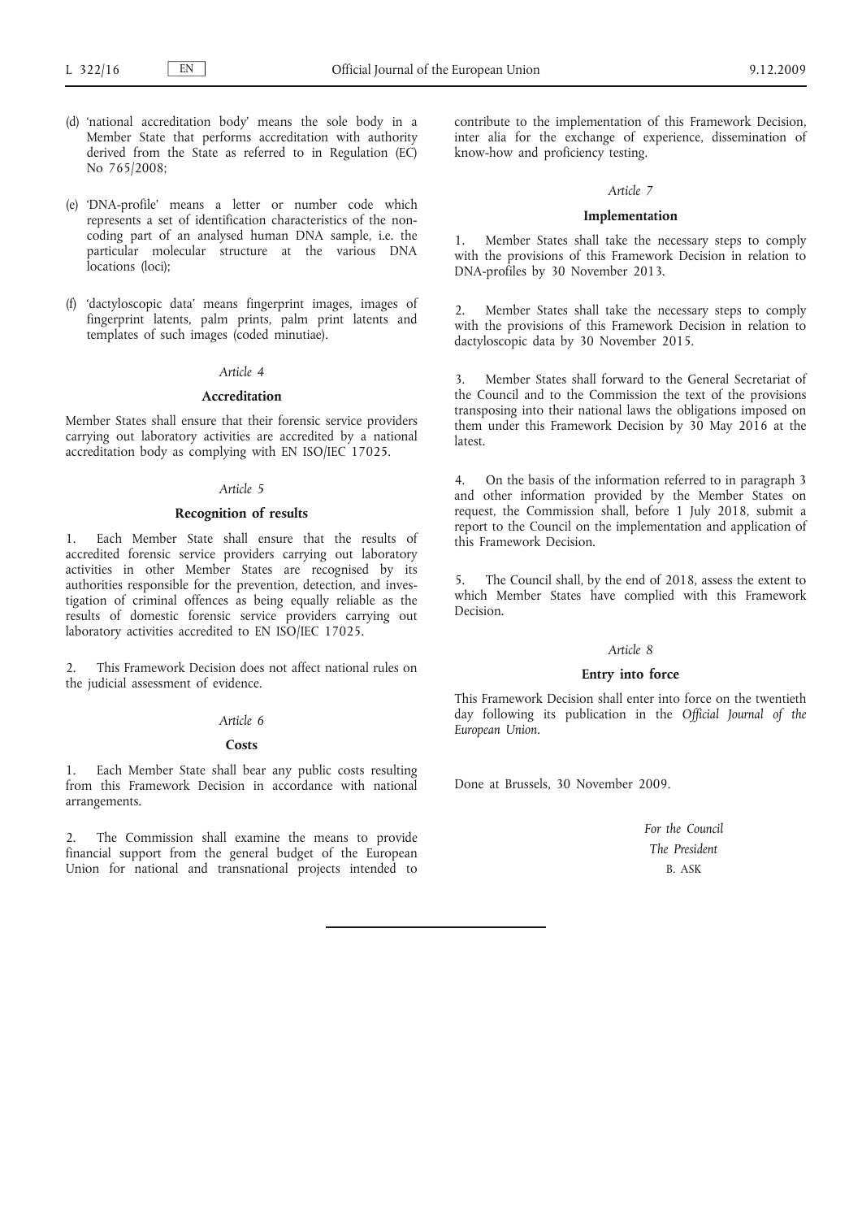(d) 'national accreditation body' means the sole body in a Member State that performs accreditation with authority derived from the State as referred to in Regulation (EC) No 765/2008;

(e) 'DNA-profile' means a letter or number code which represents a set of identification characteristics of the non-coding part of an analysed human DNA sample, i.e. the particular molecular structure at the various DNA locations (loci);

(f) 'dactyloscopic data' means fingerprint images, images of fingerprint latents, palm prints, palm print latents and templates of such images (coded minutiae).

*Article 4*

**Accreditation**

Member States shall ensure that their forensic service providers carrying out laboratory activities are accredited by a national accreditation body as complying with EN ISO/IEC 17025.

*Article 5*

**Recognition of results**

1. Each Member State shall ensure that the results of accredited forensic service providers carrying out laboratory activities in other Member States are recognised by its authorities responsible for the prevention, detection, and investigation of criminal offences as being equally reliable as the results of domestic forensic service providers carrying out laboratory activities accredited to EN ISO/IEC 17025.

2. This Framework Decision does not affect national rules on the judicial assessment of evidence.

*Article 6*

**Costs**

1. Each Member State shall bear any public costs resulting from this Framework Decision in accordance with national arrangements.

2. The Commission shall examine the means to provide financial support from the general budget of the European Union for national and transnational projects intended to contribute to the implementation of this Framework Decision, inter alia for the exchange of experience, dissemination of know-how and proficiency testing.

*Article 7*

**Implementation**

1. Member States shall take the necessary steps to comply with the provisions of this Framework Decision in relation to DNA-profiles by 30 November 2013.

2. Member States shall take the necessary steps to comply with the provisions of this Framework Decision in relation to dactyloscopic data by 30 November 2015.

3. Member States shall forward to the General Secretariat of the Council and to the Commission the text of the provisions transposing into their national laws the obligations imposed on them under this Framework Decision by 30 May 2016 at the latest.

4. On the basis of the information referred to in paragraph 3 and other information provided by the Member States on request, the Commission shall, before 1 July 2018, submit a report to the Council on the implementation and application of this Framework Decision.

5. The Council shall, by the end of 2018, assess the extent to which Member States have complied with this Framework Decision.

*Article 8*

**Entry into force**

This Framework Decision shall enter into force on the twentieth day following its publication in the *Official Journal of the European Union*.

Done at Brussels, 30 November 2009.

*For the Council*

*The President*

B. ASK